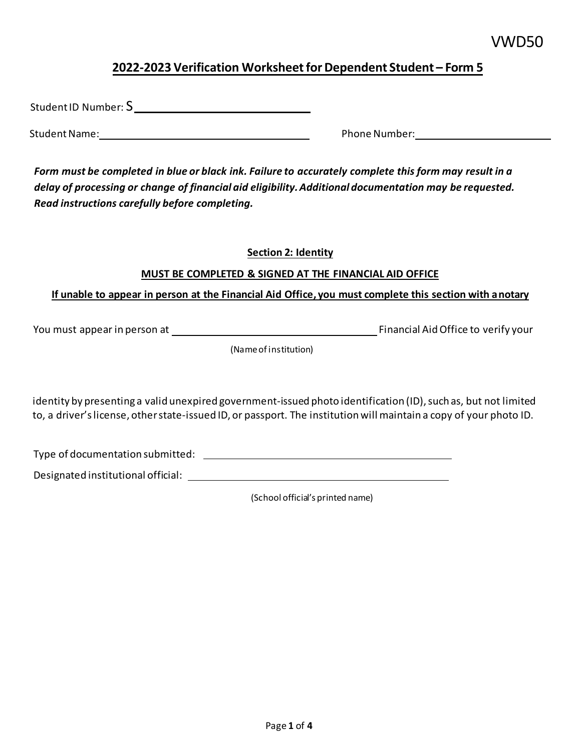VWD50

# 2022-2023 Verification Worksheet for Dependent Student – Form 5

Student ID Number: S____________________________

Student Name:_________________________________ Phone Number:_________________________

***Form must be completed in blue or black ink. Failure to accurately complete this form may result in a delay of processing or change of financial aid eligibility. Additional documentation may be requested. Read instructions carefully before completing.***

## Section 2: Identity

**MUST BE COMPLETED & SIGNED AT THE FINANCIAL AID OFFICE**

**If unable to appear in person at the Financial Aid Office, you must complete this section with a notary**

You must appear in person at _________________________________ Financial Aid Office to verify your

(Name of institution)

identity by presenting a valid unexpired government-issued photo identification (ID), such as, but not limited to, a driver's license, other state-issued ID, or passport. The institution will maintain a copy of your photo ID.

Type of documentation submitted: _________________________________________

Designated institutional official: _________________________________________

(School official's printed name)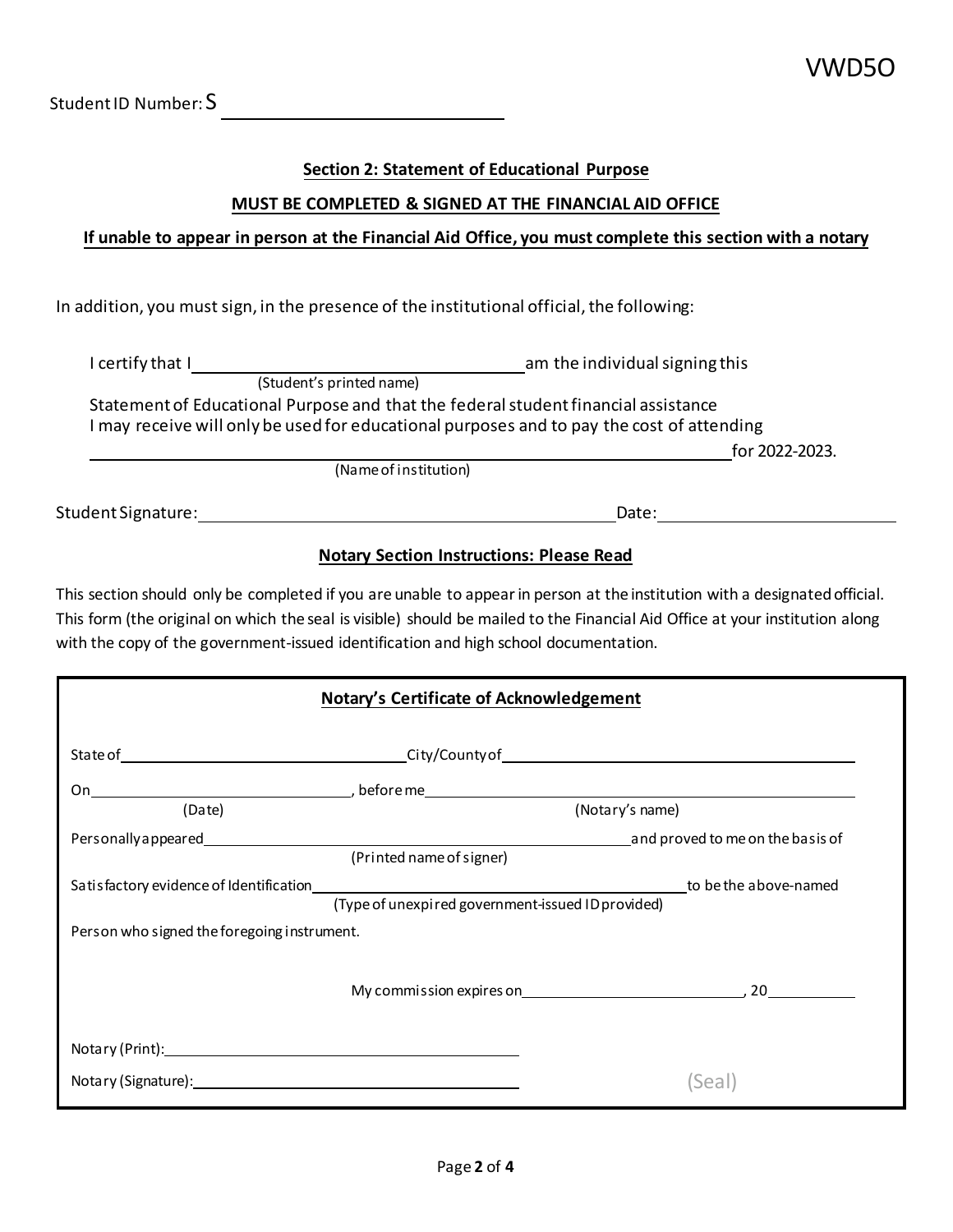VWD5O

Student ID Number: S ______________________

### Section 2: Statement of Educational Purpose

**MUST BE COMPLETED & SIGNED AT THE FINANCIAL AID OFFICE**

**If unable to appear in person at the Financial Aid Office, you must complete this section with a notary**

In addition, you must sign, in the presence of the institutional official, the following:

I certify that I ______________________ am the individual signing this
(Student's printed name)
Statement of Educational Purpose and that the federal student financial assistance I may receive will only be used for educational purposes and to pay the cost of attending ______________________ for 2022-2023.
(Name of institution)

Student Signature: ______________________ Date: ______________

**Notary Section Instructions: Please Read**

This section should only be completed if you are unable to appear in person at the institution with a designated official. This form (the original on which the seal is visible) should be mailed to the Financial Aid Office at your institution along with the copy of the government-issued identification and high school documentation.

**Notary's Certificate of Acknowledgement**

State of ______________________ City/County of ______________________

On ______________________ , before me ______________________
(Date) (Notary's name)

Personally appeared ______________________ and proved to me on the basis of
(Printed name of signer)

Satisfactory evidence of Identification ______________________ to be the above-named
(Type of unexpired government-issued ID provided)

Person who signed the foregoing instrument.

My commission expires on ______________________, 20________

Notary (Print): ______________________

Notary (Signature): ______________________ (Seal)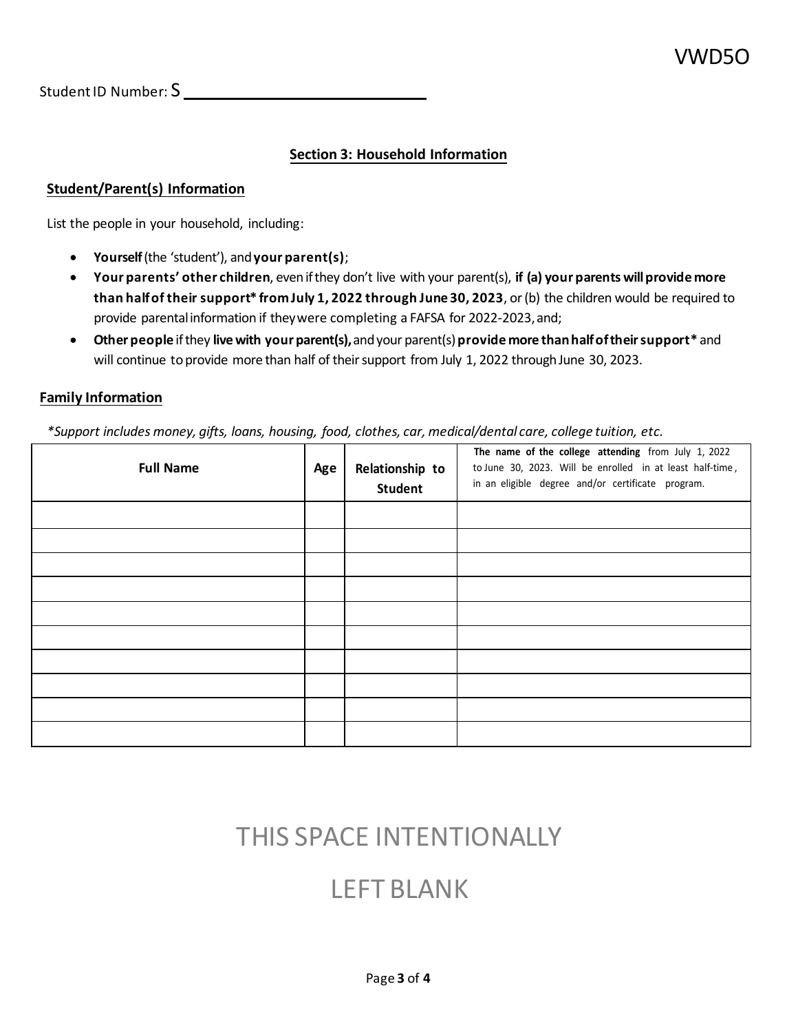Student ID Number: S ____________________________

## Section 3: Household Information

### Student/Parent(s) Information

List the people in your household, including:

- **Yourself** (the 'student'), and **your parent(s)**;
- **Your parents' other children**, even if they don't live with your parent(s), **if (a) your parents will provide more than half of their support* from July 1, 2022 through June 30, 2023**, or (b) the children would be required to provide parental information if they were completing a FAFSA for 2022-2023, and;
- **Other people** if they **live with your parent(s),** and your parent(s) **provide more than half of their support*** and will continue to provide more than half of their support from July 1, 2022 through June 30, 2023.

### Family Information

*\*Support includes money, gifts, loans, housing, food, clothes, car, medical/dental care, college tuition, etc.*

| Full Name | Age | Relationship to Student | **The name of the college attending** from July 1, 2022 to June 30, 2023. Will be enrolled in at least half-time, in an eligible degree and/or certificate program. |
|---|---|---|---|
| | | | |
| | | | |
| | | | |
| | | | |
| | | | |
| | | | |
| | | | |
| | | | |
| | | | |
| | | | |

THIS SPACE INTENTIONALLY

LEFT BLANK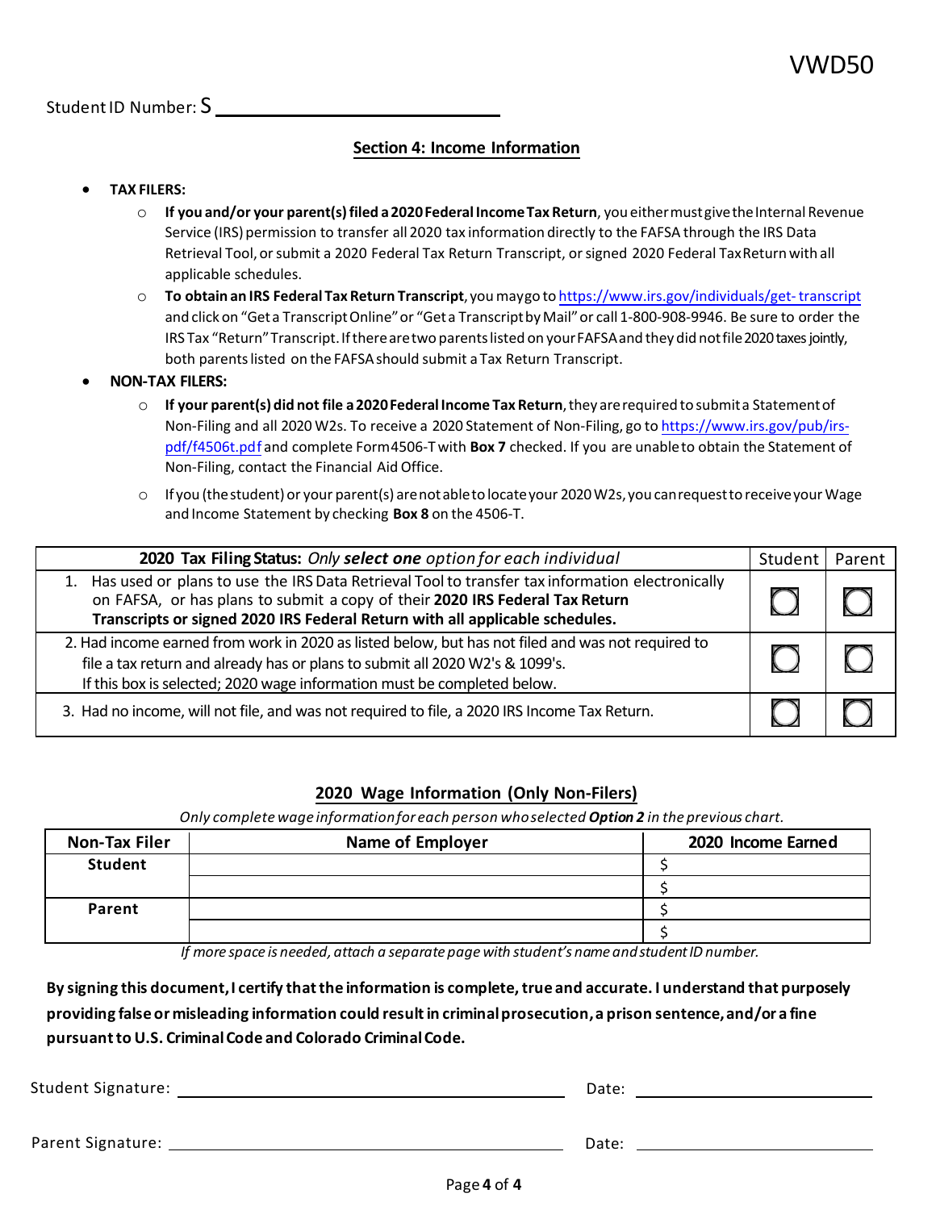VWD50

Student ID Number: S ______________________________

## Section 4: Income Information

- **TAX FILERS:**
  - **If you and/or your parent(s) filed a 2020 Federal Income Tax Return**, you either must give the Internal Revenue Service (IRS) permission to transfer all 2020 tax information directly to the FAFSA through the IRS Data Retrieval Tool, or submit a 2020 Federal Tax Return Transcript, or signed 2020 Federal Tax Return with all applicable schedules.
  - **To obtain an IRS Federal Tax Return Transcript**, you may go to https://www.irs.gov/individuals/get-transcript and click on "Get a Transcript Online" or "Get a Transcript by Mail" or call 1-800-908-9946. Be sure to order the IRS Tax "Return" Transcript. If there are two parents listed on your FAFSA and they did not file 2020 taxes jointly, both parents listed on the FAFSA should submit a Tax Return Transcript.
- **NON-TAX FILERS:**
  - **If your parent(s) did not file a 2020 Federal Income Tax Return**, they are required to submit a Statement of Non-Filing and all 2020 W2s. To receive a 2020 Statement of Non-Filing, go to https://www.irs.gov/pub/irs-pdf/f4506t.pdf and complete Form 4506-T with **Box 7** checked. If you are unable to obtain the Statement of Non-Filing, contact the Financial Aid Office.
  - If you (the student) or your parent(s) are not able to locate your 2020 W2s, you can request to receive your Wage and Income Statement by checking **Box 8** on the 4506-T.

| **2020 Tax Filing Status:** *Only **select one** option for each individual* | Student | Parent |
|---|---|---|
| 1. Has used or plans to use the IRS Data Retrieval Tool to transfer tax information electronically on FAFSA, or has plans to submit a copy of their **2020 IRS Federal Tax Return Transcripts or signed 2020 IRS Federal Return with all applicable schedules.** | ◯ | ◯ |
| 2. Had income earned from work in 2020 as listed below, but has not filed and was not required to file a tax return and already has or plans to submit all 2020 W2's & 1099's. If this box is selected; 2020 wage information must be completed below. | ◯ | ◯ |
| 3. Had no income, will not file, and was not required to file, a 2020 IRS Income Tax Return. | ◯ | ◯ |

### 2020 Wage Information (Only Non-Filers)

*Only complete wage information for each person who selected **Option 2** in the previous chart.*

| Non-Tax Filer | Name of Employer | 2020 Income Earned |
|---|---|---|
| Student | | $ |
| | | $ |
| Parent | | $ |
| | | $ |

*If more space is needed, attach a separate page with student's name and student ID number.*

**By signing this document, I certify that the information is complete, true and accurate. I understand that purposely providing false or misleading information could result in criminal prosecution, a prison sentence, and/or a fine pursuant to U.S. Criminal Code and Colorado Criminal Code.**

Student Signature: ______________________________ Date: ____________________

Parent Signature: ______________________________ Date: ____________________